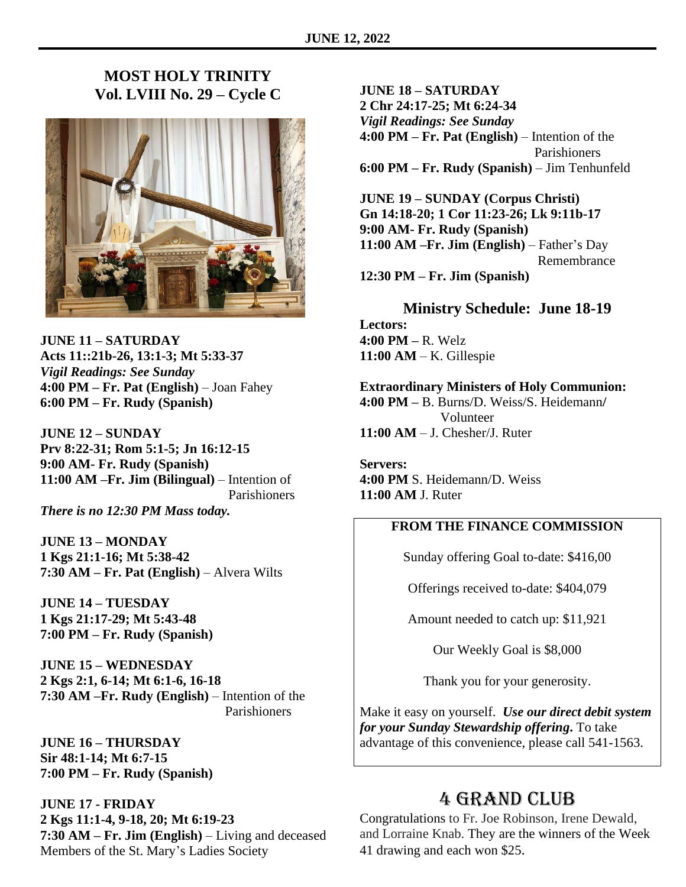# MOST HOLY TRINITY
## Vol. LVIII No. 29 – Cycle C

**JUNE 11 – SATURDAY**
**Acts 11::21b-26, 13:1-3; Mt 5:33-37**
***Vigil Readings: See Sunday***
**4:00 PM – Fr. Pat (English)** – Joan Fahey
**6:00 PM – Fr. Rudy (Spanish)**

**JUNE 12 – SUNDAY**
**Prv 8:22-31; Rom 5:1-5; Jn 16:12-15**
**9:00 AM- Fr. Rudy (Spanish)**
**11:00 AM –Fr. Jim (Bilingual)** – Intention of Parishioners
***There is no 12:30 PM Mass today.***

**JUNE 13 – MONDAY**
**1 Kgs 21:1-16; Mt 5:38-42**
**7:30 AM – Fr. Pat (English)** – Alvera Wilts

**JUNE 14 – TUESDAY**
**1 Kgs 21:17-29; Mt 5:43-48**
**7:00 PM – Fr. Rudy (Spanish)**

**JUNE 15 – WEDNESDAY**
**2 Kgs 2:1, 6-14; Mt 6:1-6, 16-18**
**7:30 AM –Fr. Rudy (English)** – Intention of the Parishioners

**JUNE 16 – THURSDAY**
**Sir 48:1-14; Mt 6:7-15**
**7:00 PM – Fr. Rudy (Spanish)**

**JUNE 17 - FRIDAY**
**2 Kgs 11:1-4, 9-18, 20; Mt 6:19-23**
**7:30 AM – Fr. Jim (English)** – Living and deceased Members of the St. Mary's Ladies Society

**JUNE 18 – SATURDAY**
**2 Chr 24:17-25; Mt 6:24-34**
***Vigil Readings: See Sunday***
**4:00 PM – Fr. Pat (English)** – Intention of the Parishioners
**6:00 PM – Fr. Rudy (Spanish)** – Jim Tenhunfeld

**JUNE 19 – SUNDAY (Corpus Christi)**
**Gn 14:18-20; 1 Cor 11:23-26; Lk 9:11b-17**
**9:00 AM- Fr. Rudy (Spanish)**
**11:00 AM –Fr. Jim (English)** – Father's Day Remembrance
**12:30 PM – Fr. Jim (Spanish)**

## Ministry Schedule: June 18-19

**Lectors:**
**4:00 PM –** R. Welz
**11:00 AM** – K. Gillespie

**Extraordinary Ministers of Holy Communion:**
**4:00 PM –** B. Burns/D. Weiss/S. Heidemann/ Volunteer
**11:00 AM** – J. Chesher/J. Ruter

**Servers:**
**4:00 PM** S. Heidemann/D. Weiss
**11:00 AM** J. Ruter

### FROM THE FINANCE COMMISSION

Sunday offering Goal to-date: $416,00

Offerings received to-date: $404,079

Amount needed to catch up: $11,921

Our Weekly Goal is $8,000

Thank you for your generosity.

Make it easy on yourself. ***Use our direct debit system for your Sunday Stewardship offering.*** To take advantage of this convenience, please call 541-1563.

## 4 GRAND CLUB

Congratulations to Fr. Joe Robinson, Irene Dewald, and Lorraine Knab. They are the winners of the Week 41 drawing and each won $25.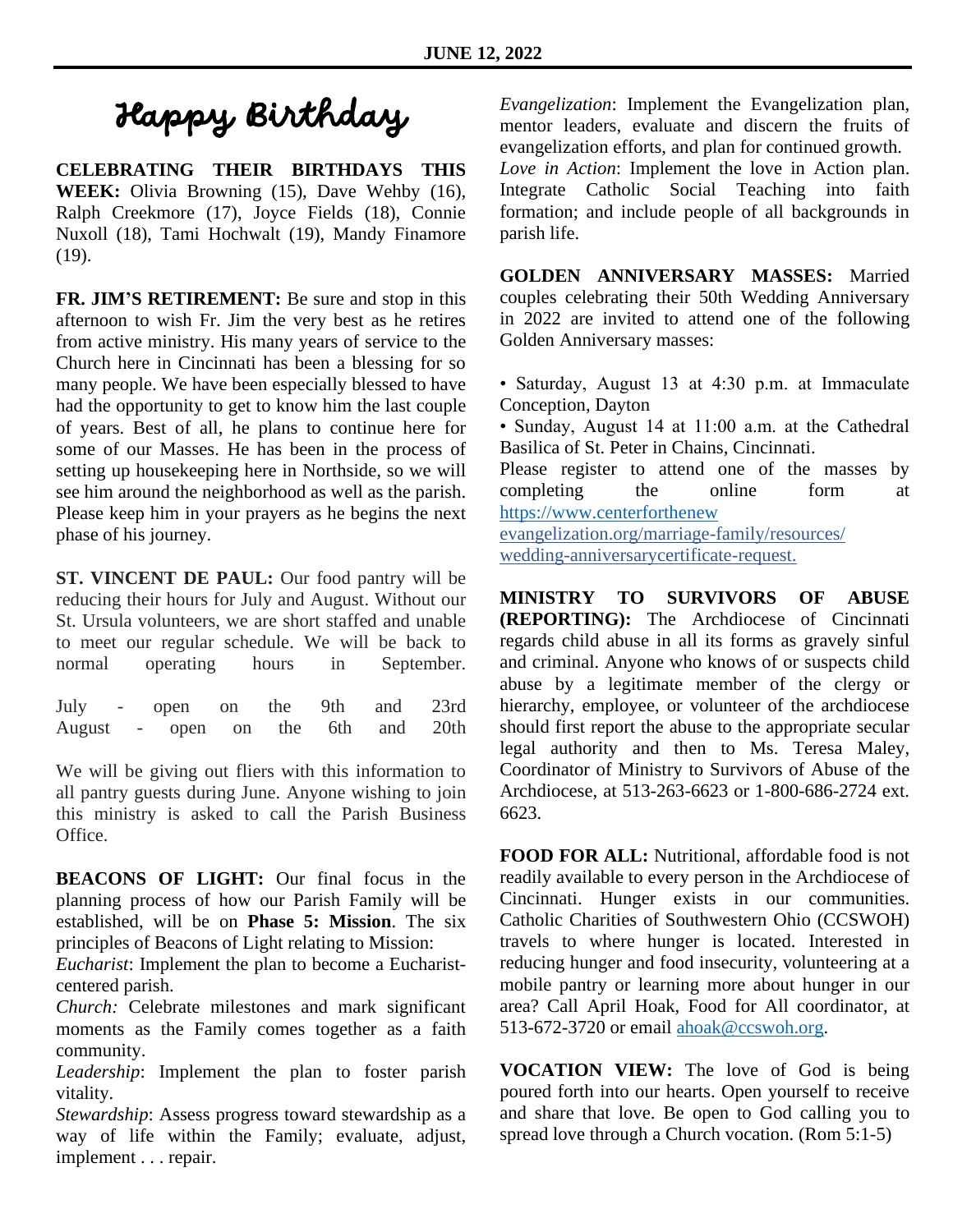# Happy Birthday

**CELEBRATING THEIR BIRTHDAYS THIS WEEK:** Olivia Browning (15), Dave Wehby (16), Ralph Creekmore (17), Joyce Fields (18), Connie Nuxoll (18), Tami Hochwalt (19), Mandy Finamore (19).

**FR. JIM'S RETIREMENT:** Be sure and stop in this afternoon to wish Fr. Jim the very best as he retires from active ministry. His many years of service to the Church here in Cincinnati has been a blessing for so many people. We have been especially blessed to have had the opportunity to get to know him the last couple of years. Best of all, he plans to continue here for some of our Masses. He has been in the process of setting up housekeeping here in Northside, so we will see him around the neighborhood as well as the parish. Please keep him in your prayers as he begins the next phase of his journey.

**ST. VINCENT DE PAUL:** Our food pantry will be reducing their hours for July and August. Without our St. Ursula volunteers, we are short staffed and unable to meet our regular schedule. We will be back to normal operating hours in September.

July - open on the 9th and 23rd
August - open on the 6th and 20th

We will be giving out fliers with this information to all pantry guests during June. Anyone wishing to join this ministry is asked to call the Parish Business Office.

**BEACONS OF LIGHT:** Our final focus in the planning process of how our Parish Family will be established, will be on **Phase 5: Mission**. The six principles of Beacons of Light relating to Mission:
*Eucharist*: Implement the plan to become a Eucharist-centered parish.
*Church:* Celebrate milestones and mark significant moments as the Family comes together as a faith community.
*Leadership*: Implement the plan to foster parish vitality.
*Stewardship*: Assess progress toward stewardship as a way of life within the Family; evaluate, adjust, implement . . . repair.
*Evangelization*: Implement the Evangelization plan, mentor leaders, evaluate and discern the fruits of evangelization efforts, and plan for continued growth.
*Love in Action*: Implement the love in Action plan. Integrate Catholic Social Teaching into faith formation; and include people of all backgrounds in parish life.

**GOLDEN ANNIVERSARY MASSES:** Married couples celebrating their 50th Wedding Anniversary in 2022 are invited to attend one of the following Golden Anniversary masses:

• Saturday, August 13 at 4:30 p.m. at Immaculate Conception, Dayton
• Sunday, August 14 at 11:00 a.m. at the Cathedral Basilica of St. Peter in Chains, Cincinnati.

Please register to attend one of the masses by completing the online form at https://www.centerforthenew evangelization.org/marriage-family/resources/wedding-anniversarycertificate-request.

**MINISTRY TO SURVIVORS OF ABUSE (REPORTING):** The Archdiocese of Cincinnati regards child abuse in all its forms as gravely sinful and criminal. Anyone who knows of or suspects child abuse by a legitimate member of the clergy or hierarchy, employee, or volunteer of the archdiocese should first report the abuse to the appropriate secular legal authority and then to Ms. Teresa Maley, Coordinator of Ministry to Survivors of Abuse of the Archdiocese, at 513-263-6623 or 1-800-686-2724 ext. 6623.

**FOOD FOR ALL:** Nutritional, affordable food is not readily available to every person in the Archdiocese of Cincinnati. Hunger exists in our communities. Catholic Charities of Southwestern Ohio (CCSWOH) travels to where hunger is located. Interested in reducing hunger and food insecurity, volunteering at a mobile pantry or learning more about hunger in our area? Call April Hoak, Food for All coordinator, at 513-672-3720 or email ahoak@ccswoh.org.

**VOCATION VIEW:** The love of God is being poured forth into our hearts. Open yourself to receive and share that love. Be open to God calling you to spread love through a Church vocation. (Rom 5:1-5)